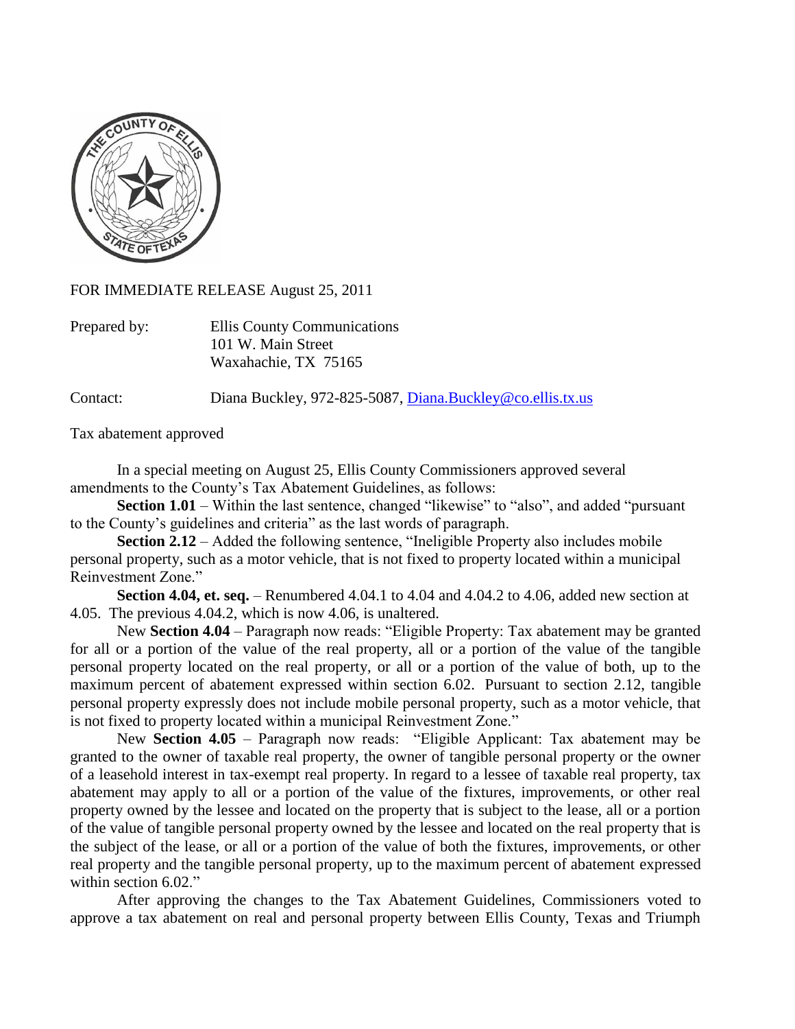FOR IMMEDIATE RELEASE August 25, 2011

Prepared by: Ellis County Communications
101 W. Main Street
Waxahachie, TX 75165

Contact: Diana Buckley, 972-825-5087, Diana.Buckley@co.ellis.tx.us

Tax abatement approved

In a special meeting on August 25, Ellis County Commissioners approved several amendments to the County's Tax Abatement Guidelines, as follows:

**Section 1.01** – Within the last sentence, changed "likewise" to "also", and added "pursuant to the County's guidelines and criteria" as the last words of paragraph.

**Section 2.12** – Added the following sentence, "Ineligible Property also includes mobile personal property, such as a motor vehicle, that is not fixed to property located within a municipal Reinvestment Zone."

**Section 4.04, et. seq.** – Renumbered 4.04.1 to 4.04 and 4.04.2 to 4.06, added new section at 4.05. The previous 4.04.2, which is now 4.06, is unaltered.

New **Section 4.04** – Paragraph now reads: "Eligible Property: Tax abatement may be granted for all or a portion of the value of the real property, all or a portion of the value of the tangible personal property located on the real property, or all or a portion of the value of both, up to the maximum percent of abatement expressed within section 6.02. Pursuant to section 2.12, tangible personal property expressly does not include mobile personal property, such as a motor vehicle, that is not fixed to property located within a municipal Reinvestment Zone."

New **Section 4.05** – Paragraph now reads: "Eligible Applicant: Tax abatement may be granted to the owner of taxable real property, the owner of tangible personal property or the owner of a leasehold interest in tax-exempt real property. In regard to a lessee of taxable real property, tax abatement may apply to all or a portion of the value of the fixtures, improvements, or other real property owned by the lessee and located on the property that is subject to the lease, all or a portion of the value of tangible personal property owned by the lessee and located on the real property that is the subject of the lease, or all or a portion of the value of both the fixtures, improvements, or other real property and the tangible personal property, up to the maximum percent of abatement expressed within section 6.02."

After approving the changes to the Tax Abatement Guidelines, Commissioners voted to approve a tax abatement on real and personal property between Ellis County, Texas and Triumph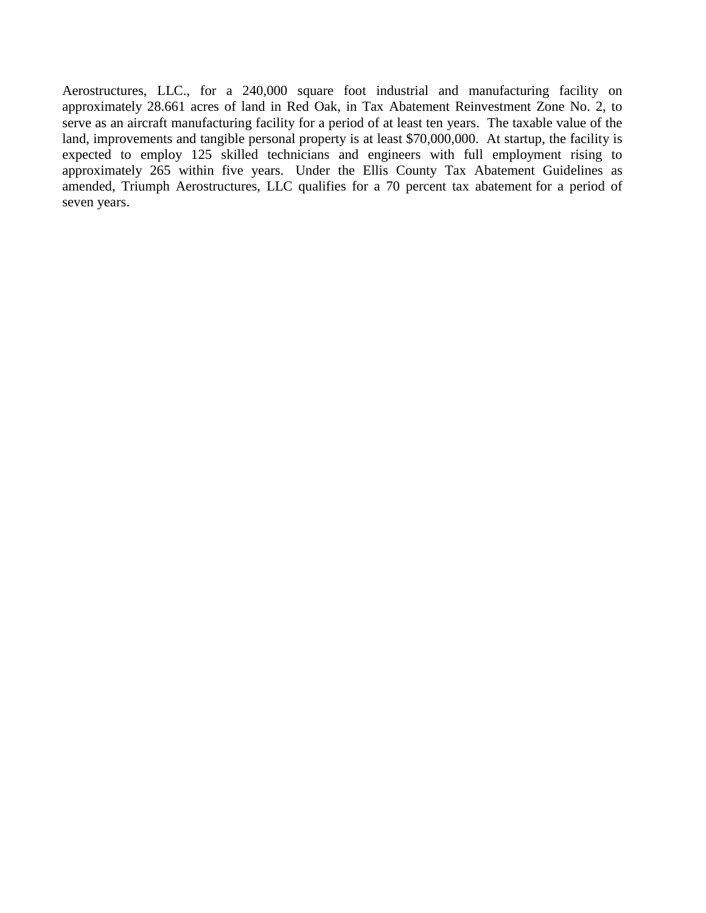Aerostructures, LLC., for a 240,000 square foot industrial and manufacturing facility on approximately 28.661 acres of land in Red Oak, in Tax Abatement Reinvestment Zone No. 2, to serve as an aircraft manufacturing facility for a period of at least ten years. The taxable value of the land, improvements and tangible personal property is at least $70,000,000. At startup, the facility is expected to employ 125 skilled technicians and engineers with full employment rising to approximately 265 within five years. Under the Ellis County Tax Abatement Guidelines as amended, Triumph Aerostructures, LLC qualifies for a 70 percent tax abatement for a period of seven years.